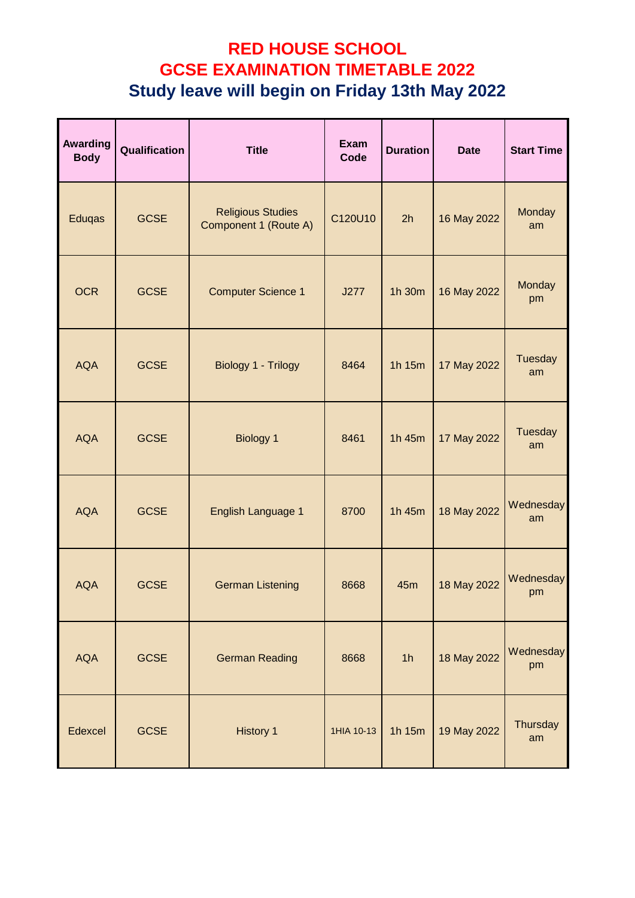# RED HOUSE SCHOOL
# GCSE EXAMINATION TIMETABLE 2022
## Study leave will begin on Friday 13th May 2022

| Awarding Body | Qualification | Title | Exam Code | Duration | Date | Start Time |
|---|---|---|---|---|---|---|
| Eduqas | GCSE | Religious Studies Component 1 (Route A) | C120U10 | 2h | 16 May 2022 | Monday am |
| OCR | GCSE | Computer Science 1 | J277 | 1h 30m | 16 May 2022 | Monday pm |
| AQA | GCSE | Biology 1 - Trilogy | 8464 | 1h 15m | 17 May 2022 | Tuesday am |
| AQA | GCSE | Biology 1 | 8461 | 1h 45m | 17 May 2022 | Tuesday am |
| AQA | GCSE | English Language 1 | 8700 | 1h 45m | 18 May 2022 | Wednesday am |
| AQA | GCSE | German Listening | 8668 | 45m | 18 May 2022 | Wednesday pm |
| AQA | GCSE | German Reading | 8668 | 1h | 18 May 2022 | Wednesday pm |
| Edexcel | GCSE | History 1 | 1HIA 10-13 | 1h 15m | 19 May 2022 | Thursday am |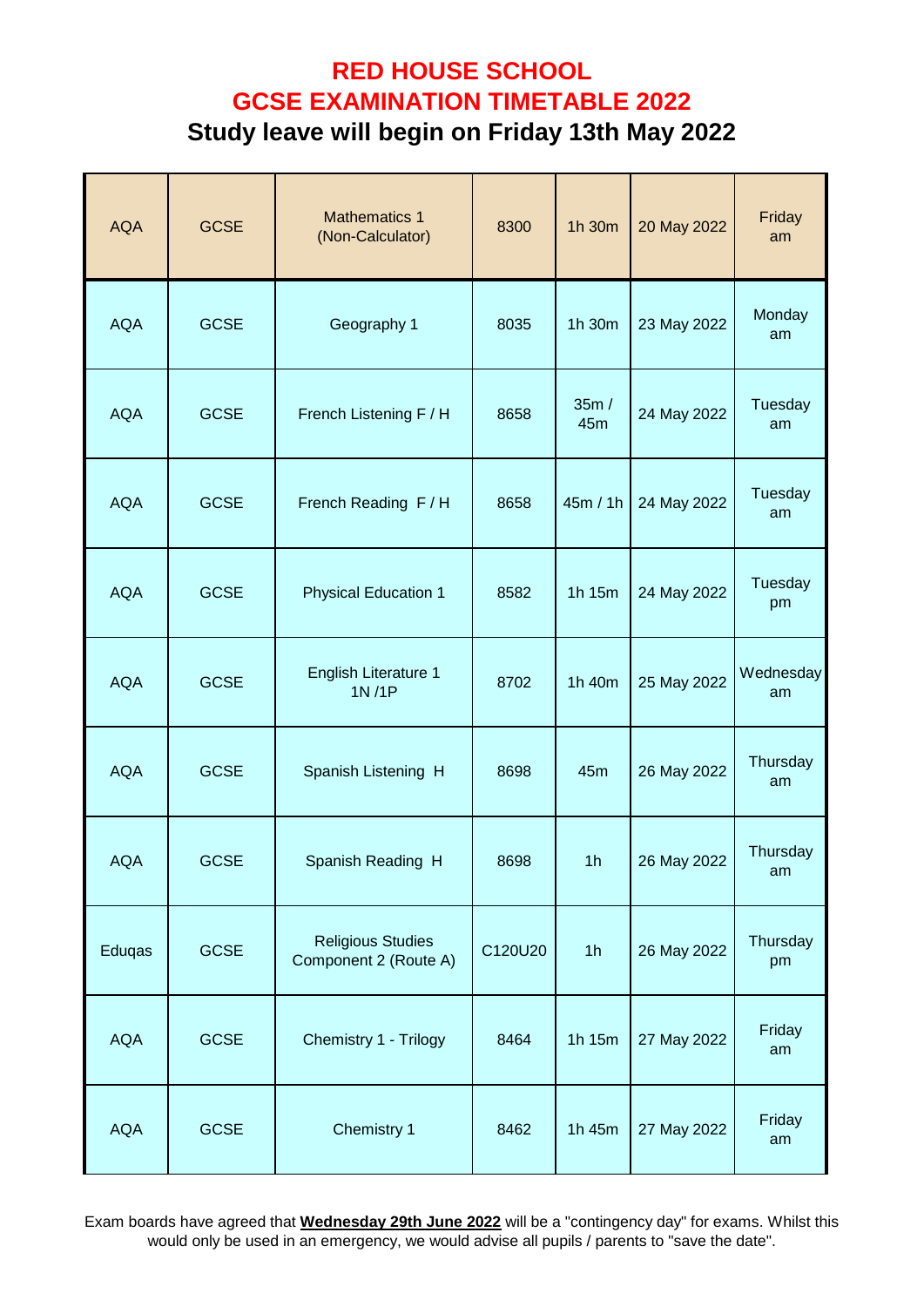# RED HOUSE SCHOOL
# GCSE EXAMINATION TIMETABLE 2022
## Study leave will begin on Friday 13th May 2022

| | | | | | | |
|---|---|---|---|---|---|---|
| AQA | GCSE | Mathematics 1 (Non-Calculator) | 8300 | 1h 30m | 20 May 2022 | Friday am |
| AQA | GCSE | Geography 1 | 8035 | 1h 30m | 23 May 2022 | Monday am |
| AQA | GCSE | French Listening F / H | 8658 | 35m / 45m | 24 May 2022 | Tuesday am |
| AQA | GCSE | French Reading F / H | 8658 | 45m / 1h | 24 May 2022 | Tuesday am |
| AQA | GCSE | Physical Education 1 | 8582 | 1h 15m | 24 May 2022 | Tuesday pm |
| AQA | GCSE | English Literature 1 1N /1P | 8702 | 1h 40m | 25 May 2022 | Wednesday am |
| AQA | GCSE | Spanish Listening H | 8698 | 45m | 26 May 2022 | Thursday am |
| AQA | GCSE | Spanish Reading H | 8698 | 1h | 26 May 2022 | Thursday am |
| Eduqas | GCSE | Religious Studies Component 2 (Route A) | C120U20 | 1h | 26 May 2022 | Thursday pm |
| AQA | GCSE | Chemistry 1 - Trilogy | 8464 | 1h 15m | 27 May 2022 | Friday am |
| AQA | GCSE | Chemistry 1 | 8462 | 1h 45m | 27 May 2022 | Friday am |

Exam boards have agreed that **Wednesday 29th June 2022** will be a "contingency day" for exams. Whilst this would only be used in an emergency, we would advise all pupils / parents to "save the date".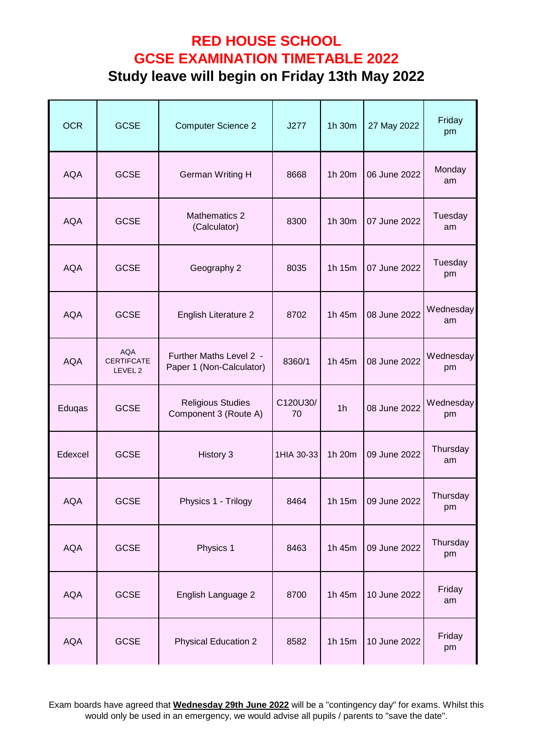# RED HOUSE SCHOOL
# GCSE EXAMINATION TIMETABLE 2022
## Study leave will begin on Friday 13th May 2022

| | | | | | | |
|---|---|---|---|---|---|---|
| OCR | GCSE | Computer Science 2 | J277 | 1h 30m | 27 May 2022 | Friday pm |
| AQA | GCSE | German Writing H | 8668 | 1h 20m | 06 June 2022 | Monday am |
| AQA | GCSE | Mathematics 2 (Calculator) | 8300 | 1h 30m | 07 June 2022 | Tuesday am |
| AQA | GCSE | Geography 2 | 8035 | 1h 15m | 07 June 2022 | Tuesday pm |
| AQA | GCSE | English Literature 2 | 8702 | 1h 45m | 08 June 2022 | Wednesday am |
| AQA | AQA CERTIFCATE LEVEL 2 | Further Maths Level 2 - Paper 1 (Non-Calculator) | 8360/1 | 1h 45m | 08 June 2022 | Wednesday pm |
| Eduqas | GCSE | Religious Studies Component 3 (Route A) | C120U30/70 | 1h | 08 June 2022 | Wednesday pm |
| Edexcel | GCSE | History 3 | 1HIA 30-33 | 1h 20m | 09 June 2022 | Thursday am |
| AQA | GCSE | Physics 1 - Trilogy | 8464 | 1h 15m | 09 June 2022 | Thursday pm |
| AQA | GCSE | Physics 1 | 8463 | 1h 45m | 09 June 2022 | Thursday pm |
| AQA | GCSE | English Language 2 | 8700 | 1h 45m | 10 June 2022 | Friday am |
| AQA | GCSE | Physical Education 2 | 8582 | 1h 15m | 10 June 2022 | Friday pm |

Exam boards have agreed that **Wednesday 29th June 2022** will be a "contingency day" for exams. Whilst this would only be used in an emergency, we would advise all pupils / parents to "save the date".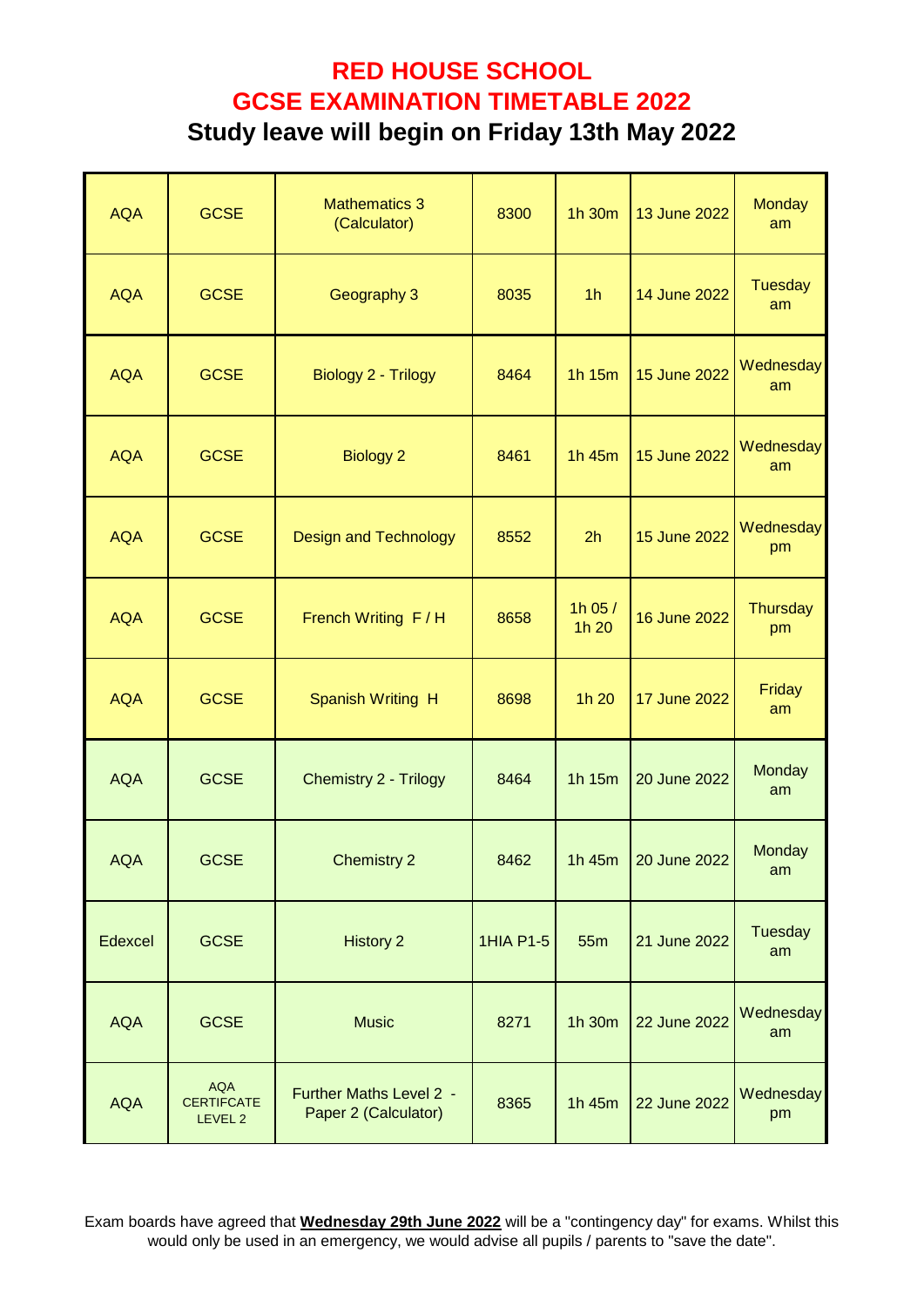# RED HOUSE SCHOOL
# GCSE EXAMINATION TIMETABLE 2022
## Study leave will begin on Friday 13th May 2022

| | | | | | | |
|---|---|---|---|---|---|---|
| AQA | GCSE | Mathematics 3 (Calculator) | 8300 | 1h 30m | 13 June 2022 | Monday am |
| AQA | GCSE | Geography 3 | 8035 | 1h | 14 June 2022 | Tuesday am |
| AQA | GCSE | Biology 2 - Trilogy | 8464 | 1h 15m | 15 June 2022 | Wednesday am |
| AQA | GCSE | Biology 2 | 8461 | 1h 45m | 15 June 2022 | Wednesday am |
| AQA | GCSE | Design and Technology | 8552 | 2h | 15 June 2022 | Wednesday pm |
| AQA | GCSE | French Writing F / H | 8658 | 1h 05 / 1h 20 | 16 June 2022 | Thursday pm |
| AQA | GCSE | Spanish Writing H | 8698 | 1h 20 | 17 June 2022 | Friday am |
| AQA | GCSE | Chemistry 2 - Trilogy | 8464 | 1h 15m | 20 June 2022 | Monday am |
| AQA | GCSE | Chemistry 2 | 8462 | 1h 45m | 20 June 2022 | Monday am |
| Edexcel | GCSE | History 2 | 1HIA P1-5 | 55m | 21 June 2022 | Tuesday am |
| AQA | GCSE | Music | 8271 | 1h 30m | 22 June 2022 | Wednesday am |
| AQA | AQA CERTIFCATE LEVEL 2 | Further Maths Level 2 - Paper 2 (Calculator) | 8365 | 1h 45m | 22 June 2022 | Wednesday pm |

Exam boards have agreed that **Wednesday 29th June 2022** will be a "contingency day" for exams. Whilst this would only be used in an emergency, we would advise all pupils / parents to "save the date".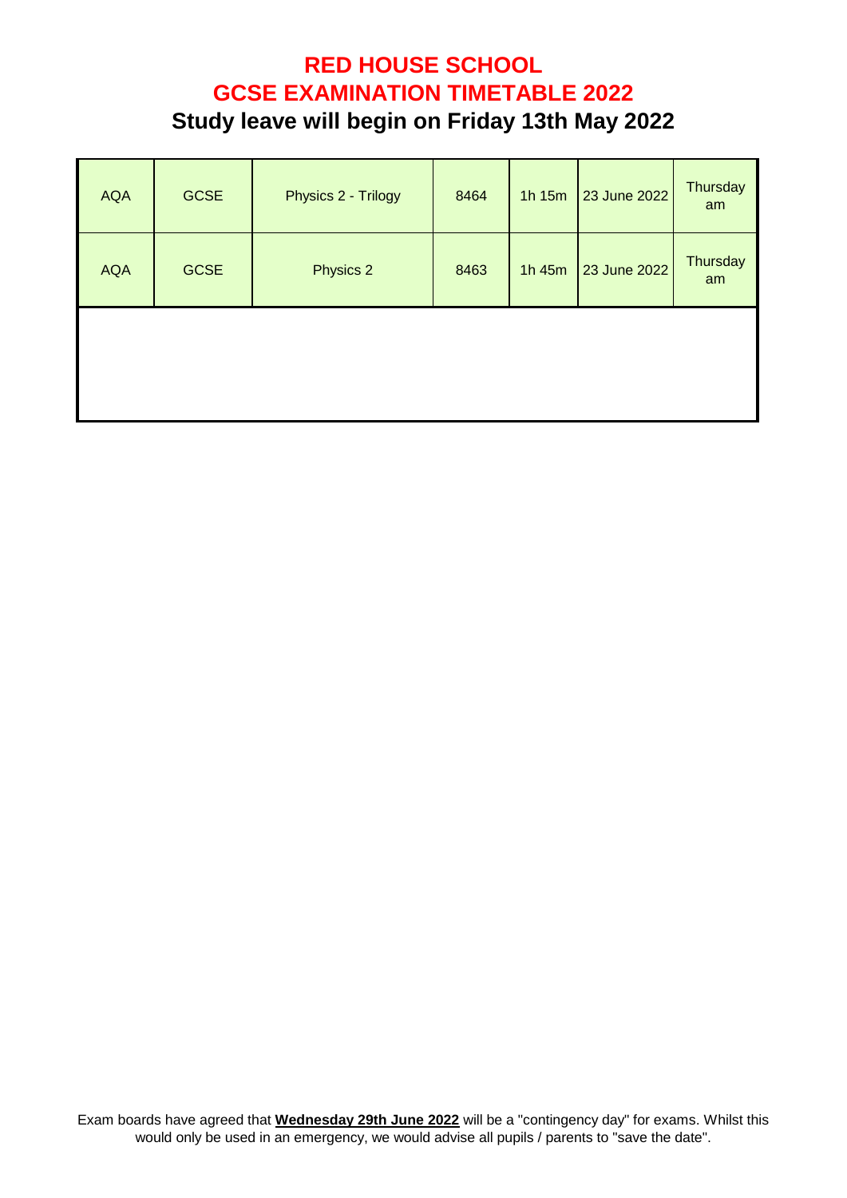# RED HOUSE SCHOOL
# GCSE EXAMINATION TIMETABLE 2022
## Study leave will begin on Friday 13th May 2022

| | | | | | | |
|---|---|---|---|---|---|---|
| AQA | GCSE | Physics 2 - Trilogy | 8464 | 1h 15m | 23 June 2022 | Thursday am |
| AQA | GCSE | Physics 2 | 8463 | 1h 45m | 23 June 2022 | Thursday am |

Exam boards have agreed that **Wednesday 29th June 2022** will be a "contingency day" for exams. Whilst this would only be used in an emergency, we would advise all pupils / parents to "save the date".